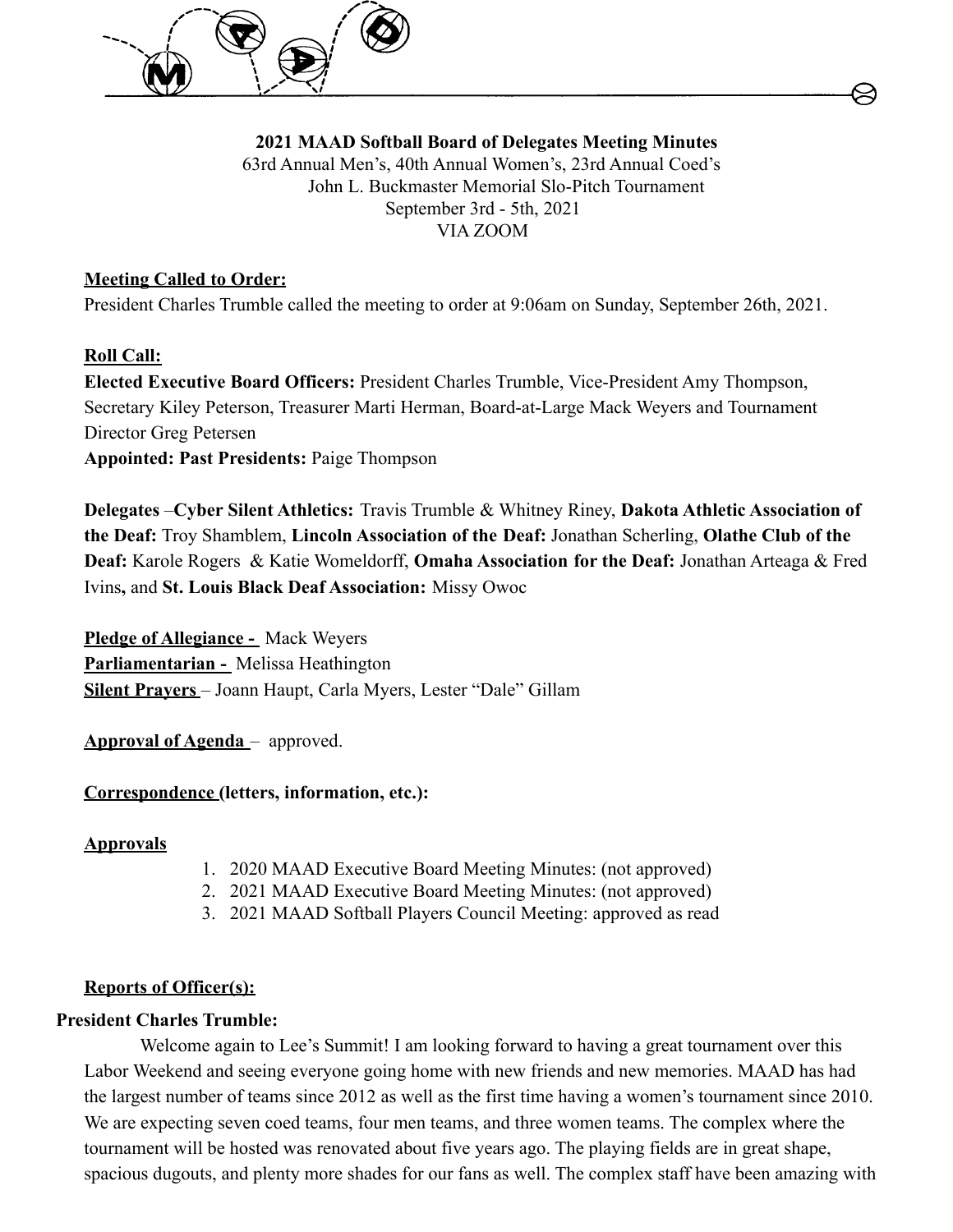**2021 MAAD Softball Board of Delegates Meeting Minutes**
63rd Annual Men's, 40th Annual Women's, 23rd Annual Coed's
John L. Buckmaster Memorial Slo-Pitch Tournament
September 3rd - 5th, 2021
VIA ZOOM

**Meeting Called to Order:**
President Charles Trumble called the meeting to order at 9:06am on Sunday, September 26th, 2021.

**Roll Call:**
**Elected Executive Board Officers:** President Charles Trumble, Vice-President Amy Thompson, Secretary Kiley Peterson, Treasurer Marti Herman, Board-at-Large Mack Weyers and Tournament Director Greg Petersen
**Appointed: Past Presidents:** Paige Thompson

**Delegates** –**Cyber Silent Athletics:** Travis Trumble & Whitney Riney, **Dakota Athletic Association of the Deaf:** Troy Shamblem, **Lincoln Association of the Deaf:** Jonathan Scherling, **Olathe Club of the Deaf:** Karole Rogers & Katie Womeldorff, **Omaha Association for the Deaf:** Jonathan Arteaga & Fred Ivins, and **St. Louis Black Deaf Association:** Missy Owoc

**Pledge of Allegiance -** Mack Weyers
**Parliamentarian -** Melissa Heathington
**Silent Prayers** – Joann Haupt, Carla Myers, Lester "Dale" Gillam

**Approval of Agenda** – approved.

**Correspondence (letters, information, etc.):**

**Approvals**

1. 2020 MAAD Executive Board Meeting Minutes: (not approved)
2. 2021 MAAD Executive Board Meeting Minutes: (not approved)
3. 2021 MAAD Softball Players Council Meeting: approved as read

**Reports of Officer(s):**

**President Charles Trumble:**

Welcome again to Lee's Summit! I am looking forward to having a great tournament over this Labor Weekend and seeing everyone going home with new friends and new memories. MAAD has had the largest number of teams since 2012 as well as the first time having a women's tournament since 2010. We are expecting seven coed teams, four men teams, and three women teams. The complex where the tournament will be hosted was renovated about five years ago. The playing fields are in great shape, spacious dugouts, and plenty more shades for our fans as well. The complex staff have been amazing with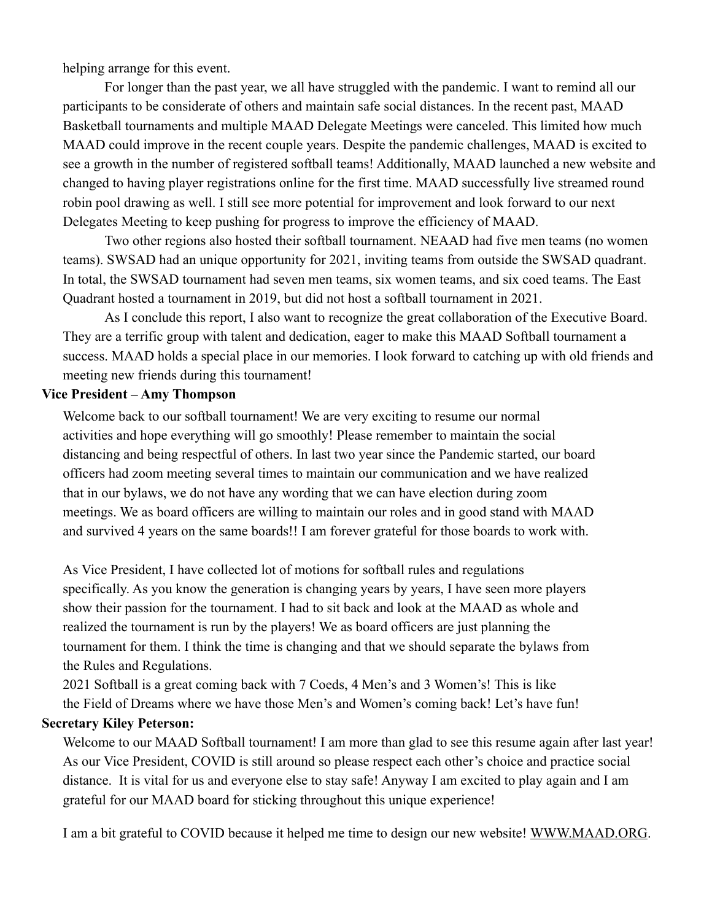helping arrange for this event.

For longer than the past year, we all have struggled with the pandemic. I want to remind all our participants to be considerate of others and maintain safe social distances. In the recent past, MAAD Basketball tournaments and multiple MAAD Delegate Meetings were canceled. This limited how much MAAD could improve in the recent couple years. Despite the pandemic challenges, MAAD is excited to see a growth in the number of registered softball teams! Additionally, MAAD launched a new website and changed to having player registrations online for the first time. MAAD successfully live streamed round robin pool drawing as well. I still see more potential for improvement and look forward to our next Delegates Meeting to keep pushing for progress to improve the efficiency of MAAD.

Two other regions also hosted their softball tournament. NEAAD had five men teams (no women teams). SWSAD had an unique opportunity for 2021, inviting teams from outside the SWSAD quadrant. In total, the SWSAD tournament had seven men teams, six women teams, and six coed teams. The East Quadrant hosted a tournament in 2019, but did not host a softball tournament in 2021.

As I conclude this report, I also want to recognize the great collaboration of the Executive Board. They are a terrific group with talent and dedication, eager to make this MAAD Softball tournament a success. MAAD holds a special place in our memories. I look forward to catching up with old friends and meeting new friends during this tournament!

**Vice President – Amy Thompson**

Welcome back to our softball tournament! We are very exciting to resume our normal activities and hope everything will go smoothly! Please remember to maintain the social distancing and being respectful of others. In last two year since the Pandemic started, our board officers had zoom meeting several times to maintain our communication and we have realized that in our bylaws, we do not have any wording that we can have election during zoom meetings. We as board officers are willing to maintain our roles and in good stand with MAAD and survived 4 years on the same boards!! I am forever grateful for those boards to work with.

As Vice President, I have collected lot of motions for softball rules and regulations specifically. As you know the generation is changing years by years, I have seen more players show their passion for the tournament. I had to sit back and look at the MAAD as whole and realized the tournament is run by the players! We as board officers are just planning the tournament for them. I think the time is changing and that we should separate the bylaws from the Rules and Regulations.

2021 Softball is a great coming back with 7 Coeds, 4 Men's and 3 Women's! This is like the Field of Dreams where we have those Men's and Women's coming back! Let's have fun!

**Secretary Kiley Peterson:**

Welcome to our MAAD Softball tournament! I am more than glad to see this resume again after last year! As our Vice President, COVID is still around so please respect each other's choice and practice social distance. It is vital for us and everyone else to stay safe! Anyway I am excited to play again and I am grateful for our MAAD board for sticking throughout this unique experience!

I am a bit grateful to COVID because it helped me time to design our new website! WWW.MAAD.ORG.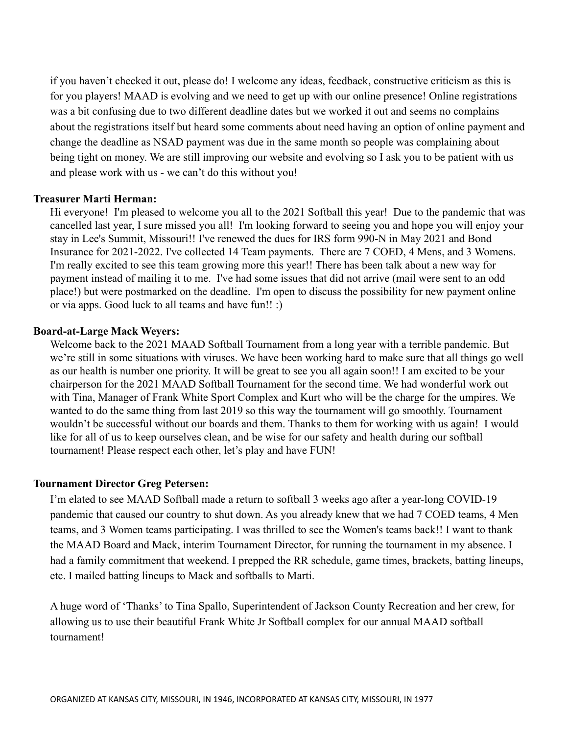if you haven't checked it out, please do! I welcome any ideas, feedback, constructive criticism as this is for you players! MAAD is evolving and we need to get up with our online presence! Online registrations was a bit confusing due to two different deadline dates but we worked it out and seems no complains about the registrations itself but heard some comments about need having an option of online payment and change the deadline as NSAD payment was due in the same month so people was complaining about being tight on money. We are still improving our website and evolving so I ask you to be patient with us and please work with us - we can't do this without you!

**Treasurer Marti Herman:**

Hi everyone! I'm pleased to welcome you all to the 2021 Softball this year! Due to the pandemic that was cancelled last year, I sure missed you all! I'm looking forward to seeing you and hope you will enjoy your stay in Lee's Summit, Missouri!! I've renewed the dues for IRS form 990-N in May 2021 and Bond Insurance for 2021-2022. I've collected 14 Team payments. There are 7 COED, 4 Mens, and 3 Womens. I'm really excited to see this team growing more this year!! There has been talk about a new way for payment instead of mailing it to me. I've had some issues that did not arrive (mail were sent to an odd place!) but were postmarked on the deadline. I'm open to discuss the possibility for new payment online or via apps. Good luck to all teams and have fun!! :)

**Board-at-Large Mack Weyers:**

Welcome back to the 2021 MAAD Softball Tournament from a long year with a terrible pandemic. But we're still in some situations with viruses. We have been working hard to make sure that all things go well as our health is number one priority. It will be great to see you all again soon!! I am excited to be your chairperson for the 2021 MAAD Softball Tournament for the second time. We had wonderful work out with Tina, Manager of Frank White Sport Complex and Kurt who will be the charge for the umpires. We wanted to do the same thing from last 2019 so this way the tournament will go smoothly. Tournament wouldn't be successful without our boards and them. Thanks to them for working with us again! I would like for all of us to keep ourselves clean, and be wise for our safety and health during our softball tournament! Please respect each other, let's play and have FUN!

**Tournament Director Greg Petersen:**

I'm elated to see MAAD Softball made a return to softball 3 weeks ago after a year-long COVID-19 pandemic that caused our country to shut down. As you already knew that we had 7 COED teams, 4 Men teams, and 3 Women teams participating. I was thrilled to see the Women's teams back!! I want to thank the MAAD Board and Mack, interim Tournament Director, for running the tournament in my absence. I had a family commitment that weekend. I prepped the RR schedule, game times, brackets, batting lineups, etc. I mailed batting lineups to Mack and softballs to Marti.

A huge word of 'Thanks' to Tina Spallo, Superintendent of Jackson County Recreation and her crew, for allowing us to use their beautiful Frank White Jr Softball complex for our annual MAAD softball tournament!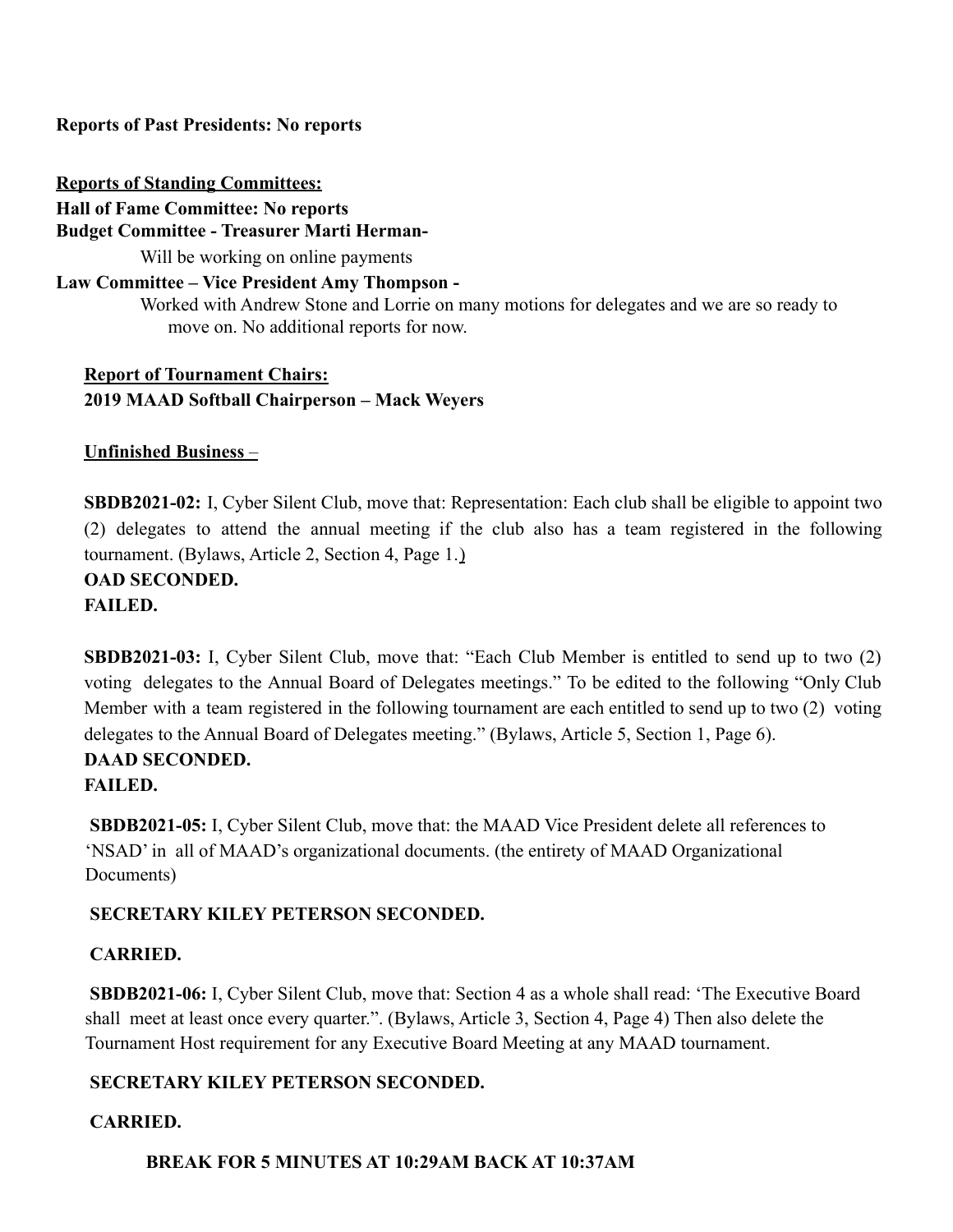**Reports of Past Presidents: No reports**

**Reports of Standing Committees:**

**Hall of Fame Committee: No reports**

**Budget Committee - Treasurer Marti Herman-**

Will be working on online payments

**Law Committee – Vice President Amy Thompson -**

Worked with Andrew Stone and Lorrie on many motions for delegates and we are so ready to move on. No additional reports for now.

**Report of Tournament Chairs:**

**2019 MAAD Softball Chairperson – Mack Weyers**

**Unfinished Business** –

**SBDB2021-02:** I, Cyber Silent Club, move that: Representation: Each club shall be eligible to appoint two (2) delegates to attend the annual meeting if the club also has a team registered in the following tournament. (Bylaws, Article 2, Section 4, Page 1.)

**OAD SECONDED.**

**FAILED.**

**SBDB2021-03:** I, Cyber Silent Club, move that: "Each Club Member is entitled to send up to two (2) voting delegates to the Annual Board of Delegates meetings." To be edited to the following "Only Club Member with a team registered in the following tournament are each entitled to send up to two (2) voting delegates to the Annual Board of Delegates meeting." (Bylaws, Article 5, Section 1, Page 6).

**DAAD SECONDED.**

**FAILED.**

**SBDB2021-05:** I, Cyber Silent Club, move that: the MAAD Vice President delete all references to 'NSAD' in all of MAAD's organizational documents. (the entirety of MAAD Organizational Documents)

**SECRETARY KILEY PETERSON SECONDED.**

**CARRIED.**

**SBDB2021-06:** I, Cyber Silent Club, move that: Section 4 as a whole shall read: 'The Executive Board shall meet at least once every quarter.". (Bylaws, Article 3, Section 4, Page 4) Then also delete the Tournament Host requirement for any Executive Board Meeting at any MAAD tournament.

**SECRETARY KILEY PETERSON SECONDED.**

**CARRIED.**

**BREAK FOR 5 MINUTES AT 10:29AM BACK AT 10:37AM**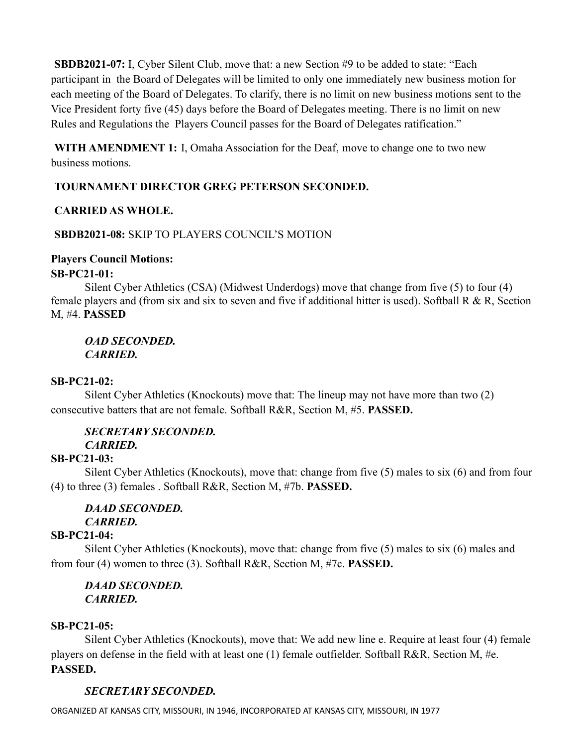**SBDB2021-07:** I, Cyber Silent Club, move that: a new Section #9 to be added to state: "Each participant in the Board of Delegates will be limited to only one immediately new business motion for each meeting of the Board of Delegates. To clarify, there is no limit on new business motions sent to the Vice President forty five (45) days before the Board of Delegates meeting. There is no limit on new Rules and Regulations the Players Council passes for the Board of Delegates ratification."

**WITH AMENDMENT 1:** I, Omaha Association for the Deaf, move to change one to two new business motions.

**TOURNAMENT DIRECTOR GREG PETERSON SECONDED.**

**CARRIED AS WHOLE.**

**SBDB2021-08:** SKIP TO PLAYERS COUNCIL'S MOTION

**Players Council Motions:**

**SB-PC21-01:**

Silent Cyber Athletics (CSA) (Midwest Underdogs) move that change from five (5) to four (4) female players and (from six and six to seven and five if additional hitter is used). Softball R & R, Section M, #4. **PASSED**

***OAD SECONDED.***
***CARRIED.***

**SB-PC21-02:**

Silent Cyber Athletics (Knockouts) move that: The lineup may not have more than two (2) consecutive batters that are not female. Softball R&R, Section M, #5. **PASSED.**

***SECRETARY SECONDED.***
***CARRIED.***

**SB-PC21-03:**

Silent Cyber Athletics (Knockouts), move that: change from five (5) males to six (6) and from four (4) to three (3) females . Softball R&R, Section M, #7b. **PASSED.**

***DAAD SECONDED.***
***CARRIED.***

**SB-PC21-04:**

Silent Cyber Athletics (Knockouts), move that: change from five (5) males to six (6) males and from four (4) women to three (3). Softball R&R, Section M, #7c. **PASSED.**

***DAAD SECONDED.***
***CARRIED.***

**SB-PC21-05:**

Silent Cyber Athletics (Knockouts), move that: We add new line e. Require at least four (4) female players on defense in the field with at least one (1) female outfielder. Softball R&R, Section M, #e. **PASSED.**

***SECRETARY SECONDED.***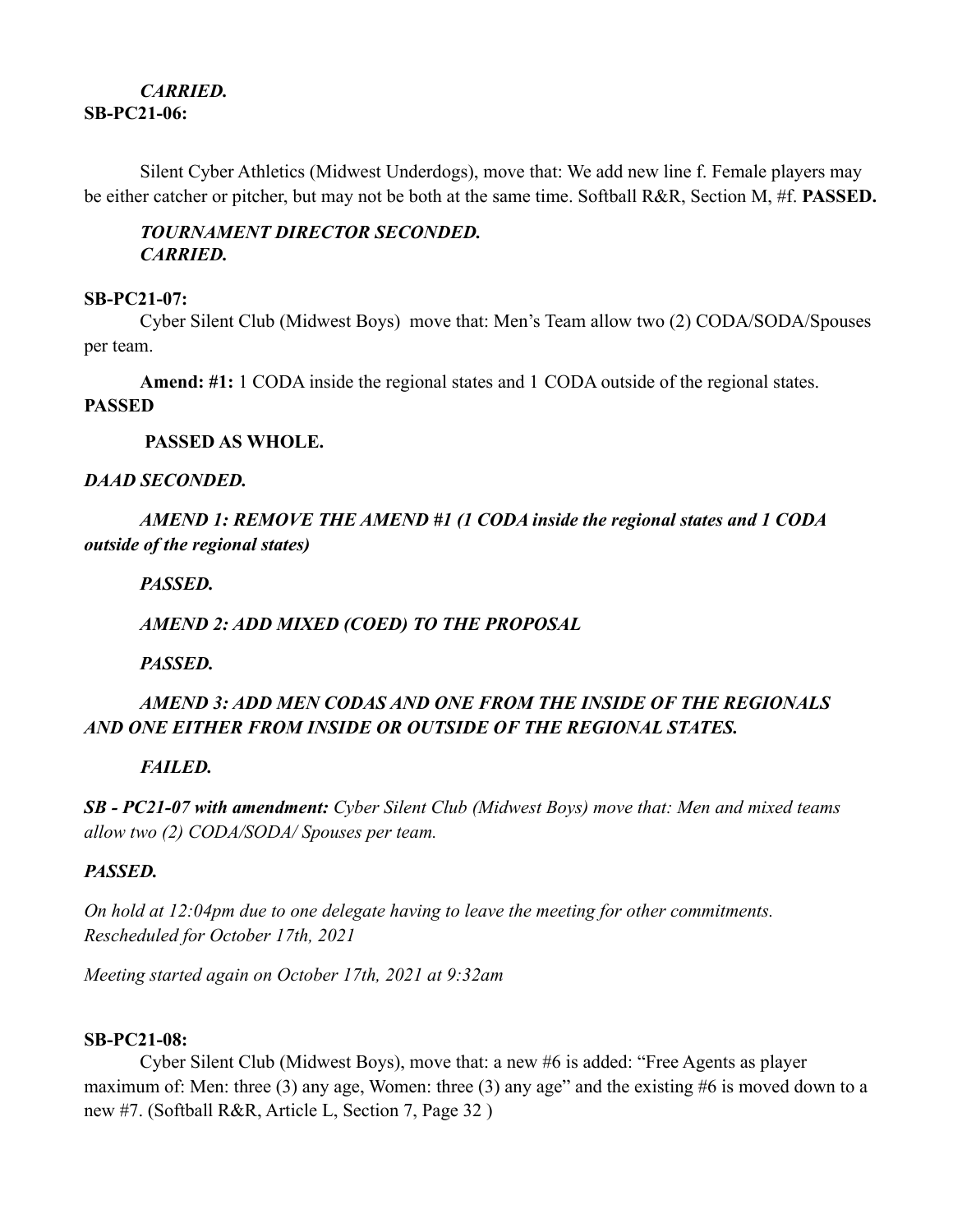***CARRIED.***

**SB-PC21-06:**

Silent Cyber Athletics (Midwest Underdogs), move that: We add new line f. Female players may be either catcher or pitcher, but may not be both at the same time. Softball R&R, Section M, #f. **PASSED.**

***TOURNAMENT DIRECTOR SECONDED.***
***CARRIED.***

**SB-PC21-07:**

Cyber Silent Club (Midwest Boys) move that: Men's Team allow two (2) CODA/SODA/Spouses per team.

**Amend: #1:** 1 CODA inside the regional states and 1 CODA outside of the regional states. **PASSED**

**PASSED AS WHOLE.**

***DAAD SECONDED.***

***AMEND 1: REMOVE THE AMEND #1 (1 CODA inside the regional states and 1 CODA outside of the regional states)***

***PASSED.***

***AMEND 2: ADD MIXED (COED) TO THE PROPOSAL***

***PASSED.***

***AMEND 3: ADD MEN CODAS AND ONE FROM THE INSIDE OF THE REGIONALS AND ONE EITHER FROM INSIDE OR OUTSIDE OF THE REGIONAL STATES.***

***FAILED.***

***SB - PC21-07 with amendment:*** *Cyber Silent Club (Midwest Boys) move that: Men and mixed teams allow two (2) CODA/SODA/ Spouses per team.*

***PASSED.***

*On hold at 12:04pm due to one delegate having to leave the meeting for other commitments. Rescheduled for October 17th, 2021*

*Meeting started again on October 17th, 2021 at 9:32am*

**SB-PC21-08:**

Cyber Silent Club (Midwest Boys), move that: a new #6 is added: "Free Agents as player maximum of: Men: three (3) any age, Women: three (3) any age" and the existing #6 is moved down to a new #7. (Softball R&R, Article L, Section 7, Page 32 )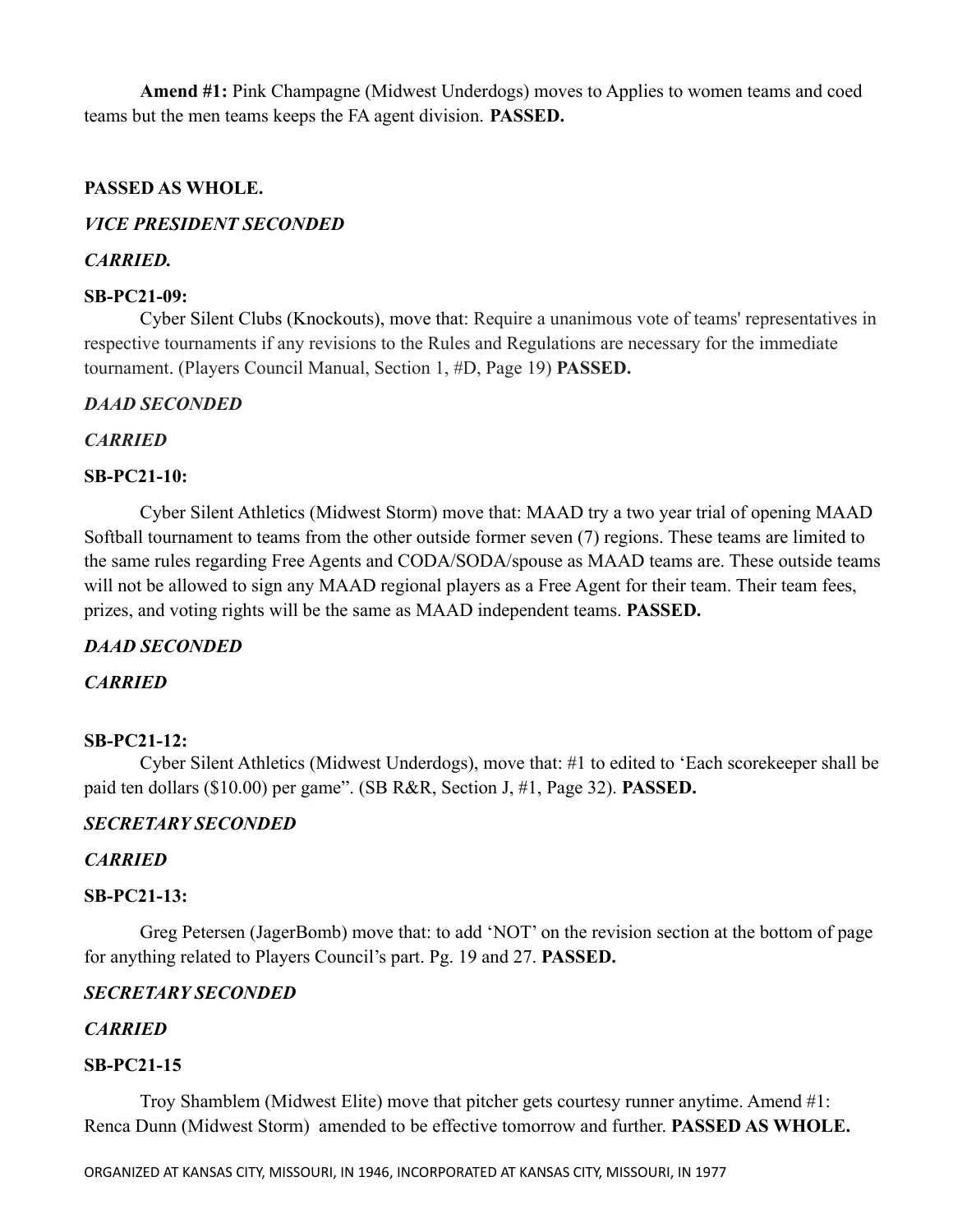**Amend #1:** Pink Champagne (Midwest Underdogs) moves to Applies to women teams and coed teams but the men teams keeps the FA agent division. **PASSED.**

**PASSED AS WHOLE.**

***VICE PRESIDENT SECONDED***

***CARRIED.***

**SB-PC21-09:**

Cyber Silent Clubs (Knockouts), move that: Require a unanimous vote of teams' representatives in respective tournaments if any revisions to the Rules and Regulations are necessary for the immediate tournament. (Players Council Manual, Section 1, #D, Page 19) **PASSED.**

***DAAD SECONDED***

***CARRIED***

**SB-PC21-10:**

Cyber Silent Athletics (Midwest Storm) move that: MAAD try a two year trial of opening MAAD Softball tournament to teams from the other outside former seven (7) regions. These teams are limited to the same rules regarding Free Agents and CODA/SODA/spouse as MAAD teams are. These outside teams will not be allowed to sign any MAAD regional players as a Free Agent for their team. Their team fees, prizes, and voting rights will be the same as MAAD independent teams. **PASSED.**

***DAAD SECONDED***

***CARRIED***

**SB-PC21-12:**

Cyber Silent Athletics (Midwest Underdogs), move that: #1 to edited to 'Each scorekeeper shall be paid ten dollars ($10.00) per game". (SB R&R, Section J, #1, Page 32). **PASSED.**

***SECRETARY SECONDED***

***CARRIED***

**SB-PC21-13:**

Greg Petersen (JagerBomb) move that: to add 'NOT' on the revision section at the bottom of page for anything related to Players Council's part. Pg. 19 and 27. **PASSED.**

***SECRETARY SECONDED***

***CARRIED***

**SB-PC21-15**

Troy Shamblem (Midwest Elite) move that pitcher gets courtesy runner anytime. Amend #1: Renca Dunn (Midwest Storm) amended to be effective tomorrow and further. **PASSED AS WHOLE.**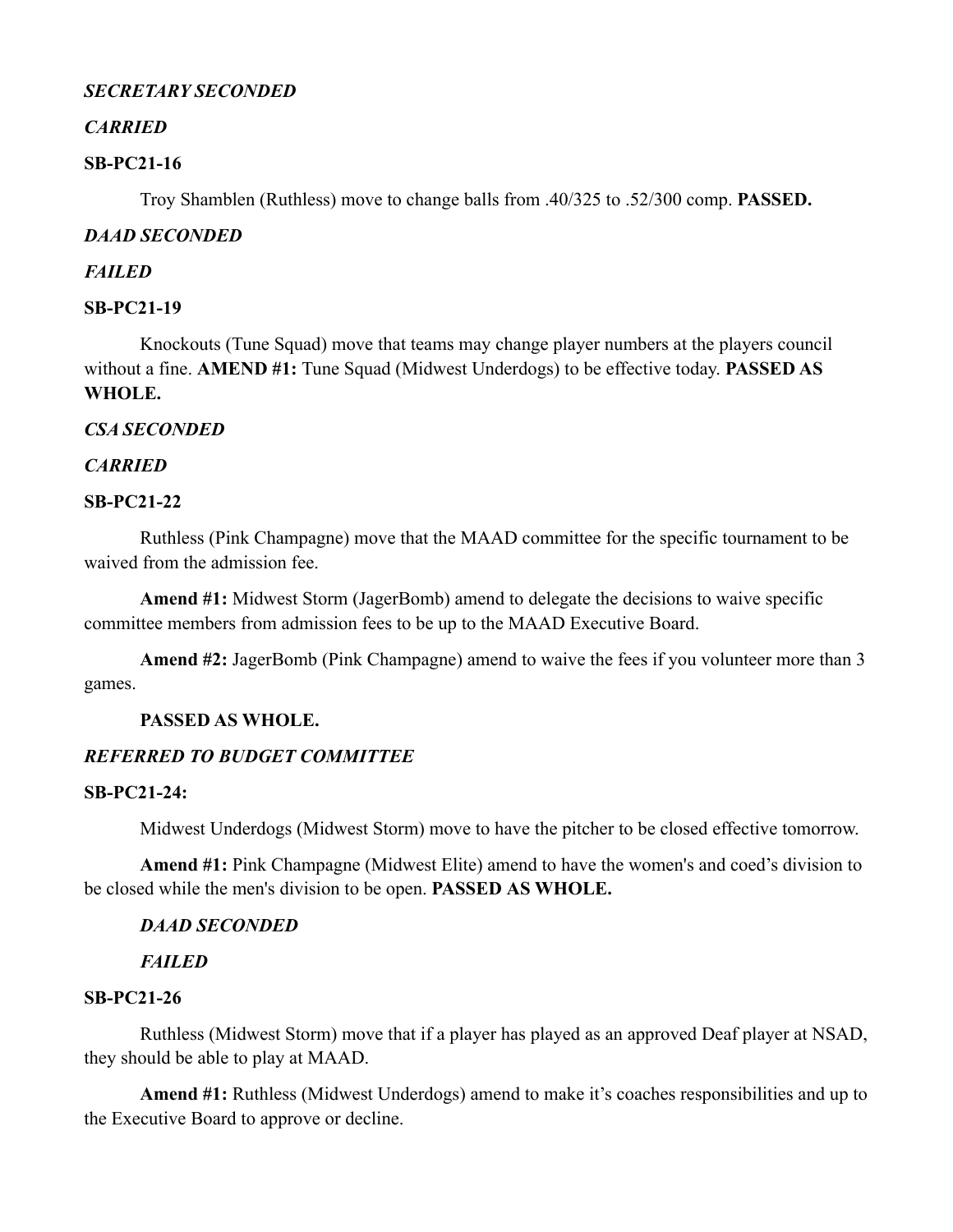***SECRETARY SECONDED***

***CARRIED***

**SB-PC21-16**

Troy Shamblen (Ruthless) move to change balls from .40/325 to .52/300 comp. **PASSED.**

***DAAD SECONDED***

***FAILED***

**SB-PC21-19**

Knockouts (Tune Squad) move that teams may change player numbers at the players council without a fine. **AMEND #1:** Tune Squad (Midwest Underdogs) to be effective today. **PASSED AS WHOLE.**

***CSA SECONDED***

***CARRIED***

**SB-PC21-22**

Ruthless (Pink Champagne) move that the MAAD committee for the specific tournament to be waived from the admission fee.

**Amend #1:** Midwest Storm (JagerBomb) amend to delegate the decisions to waive specific committee members from admission fees to be up to the MAAD Executive Board.

**Amend #2:** JagerBomb (Pink Champagne) amend to waive the fees if you volunteer more than 3 games.

**PASSED AS WHOLE.**

***REFERRED TO BUDGET COMMITTEE***

**SB-PC21-24:**

Midwest Underdogs (Midwest Storm) move to have the pitcher to be closed effective tomorrow.

**Amend #1:** Pink Champagne (Midwest Elite) amend to have the women's and coed's division to be closed while the men's division to be open. **PASSED AS WHOLE.**

***DAAD SECONDED***

***FAILED***

**SB-PC21-26**

Ruthless (Midwest Storm) move that if a player has played as an approved Deaf player at NSAD, they should be able to play at MAAD.

**Amend #1:** Ruthless (Midwest Underdogs) amend to make it's coaches responsibilities and up to the Executive Board to approve or decline.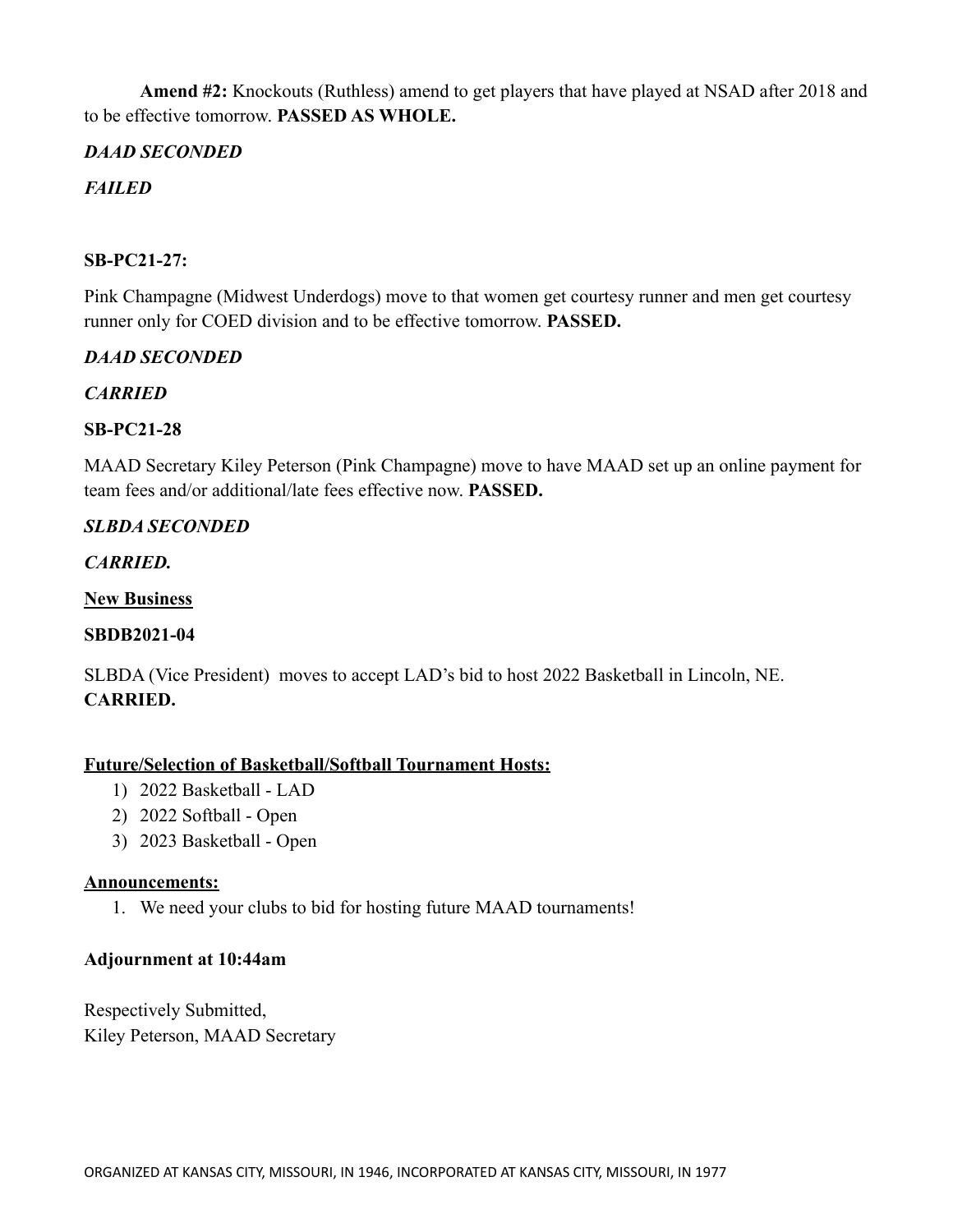**Amend #2:** Knockouts (Ruthless) amend to get players that have played at NSAD after 2018 and to be effective tomorrow. **PASSED AS WHOLE.**

***DAAD SECONDED***

***FAILED***

**SB-PC21-27:**

Pink Champagne (Midwest Underdogs) move to that women get courtesy runner and men get courtesy runner only for COED division and to be effective tomorrow. **PASSED.**

***DAAD SECONDED***

***CARRIED***

**SB-PC21-28**

MAAD Secretary Kiley Peterson (Pink Champagne) move to have MAAD set up an online payment for team fees and/or additional/late fees effective now. **PASSED.**

***SLBDA SECONDED***

***CARRIED.***

**<u>New Business</u>**

**SBDB2021-04**

SLBDA (Vice President) moves to accept LAD's bid to host 2022 Basketball in Lincoln, NE. **CARRIED.**

**<u>Future/Selection of Basketball/Softball Tournament Hosts:</u>**

1) 2022 Basketball - LAD
2) 2022 Softball - Open
3) 2023 Basketball - Open

**<u>Announcements:</u>**

1. We need your clubs to bid for hosting future MAAD tournaments!

**Adjournment at 10:44am**

Respectively Submitted,
Kiley Peterson, MAAD Secretary